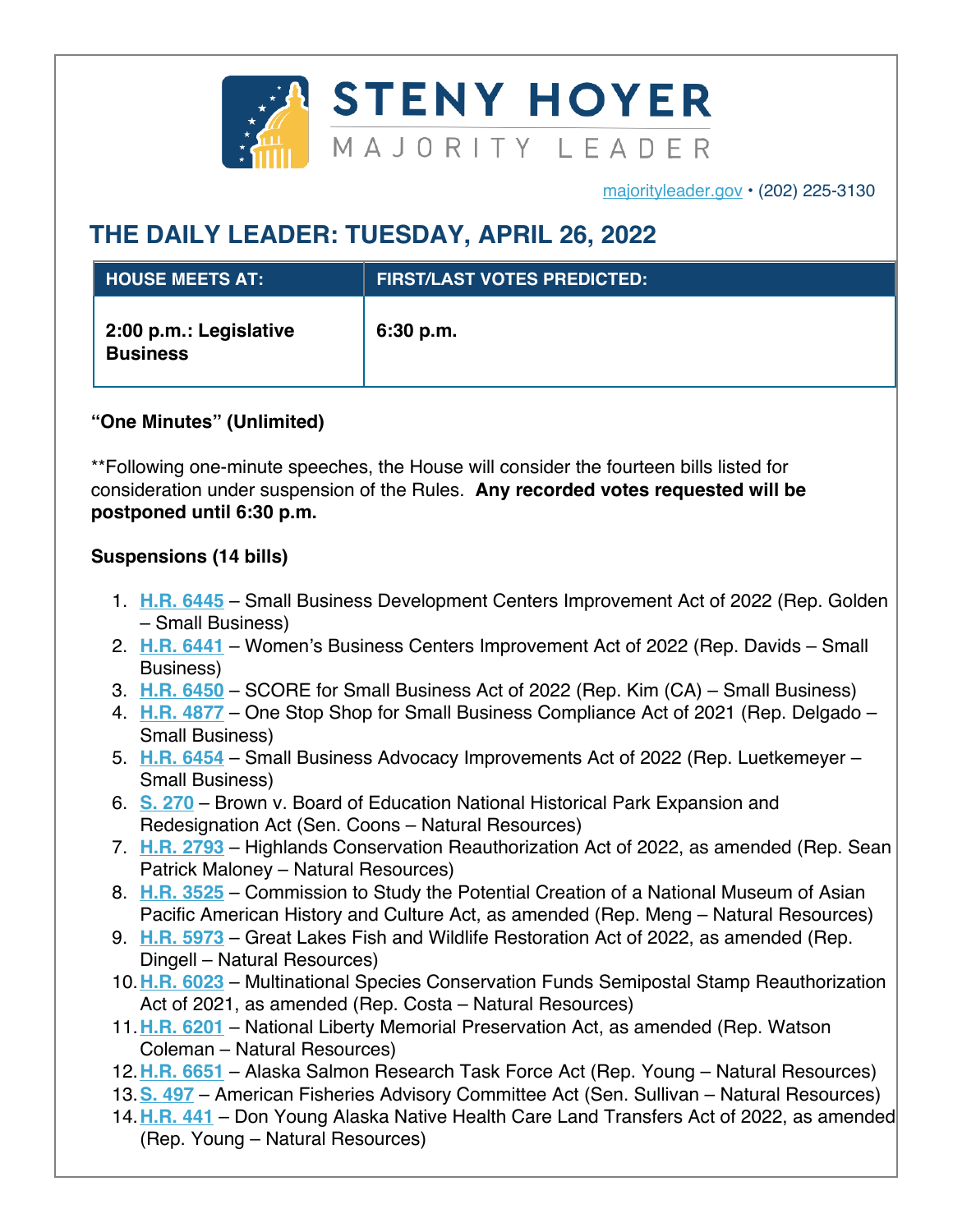STENY HOYER
MAJORITY LEADER

majorityleader.gov • (202) 225-3130

# THE DAILY LEADER: TUESDAY, APRIL 26, 2022

| HOUSE MEETS AT: | FIRST/LAST VOTES PREDICTED: |
| --- | --- |
| **2:00 p.m.: Legislative Business** | **6:30 p.m.** |

**"One Minutes" (Unlimited)**

**Following one-minute speeches, the House will consider the fourteen bills listed for consideration under suspension of the Rules. **Any recorded votes requested will be postponed until 6:30 p.m.**

**Suspensions (14 bills)**

1. **H.R. 6445** – Small Business Development Centers Improvement Act of 2022 (Rep. Golden – Small Business)
2. **H.R. 6441** – Women's Business Centers Improvement Act of 2022 (Rep. Davids – Small Business)
3. **H.R. 6450** – SCORE for Small Business Act of 2022 (Rep. Kim (CA) – Small Business)
4. **H.R. 4877** – One Stop Shop for Small Business Compliance Act of 2021 (Rep. Delgado – Small Business)
5. **H.R. 6454** – Small Business Advocacy Improvements Act of 2022 (Rep. Luetkemeyer – Small Business)
6. **S. 270** – Brown v. Board of Education National Historical Park Expansion and Redesignation Act (Sen. Coons – Natural Resources)
7. **H.R. 2793** – Highlands Conservation Reauthorization Act of 2022, as amended (Rep. Sean Patrick Maloney – Natural Resources)
8. **H.R. 3525** – Commission to Study the Potential Creation of a National Museum of Asian Pacific American History and Culture Act, as amended (Rep. Meng – Natural Resources)
9. **H.R. 5973** – Great Lakes Fish and Wildlife Restoration Act of 2022, as amended (Rep. Dingell – Natural Resources)
10. **H.R. 6023** – Multinational Species Conservation Funds Semipostal Stamp Reauthorization Act of 2021, as amended (Rep. Costa – Natural Resources)
11. **H.R. 6201** – National Liberty Memorial Preservation Act, as amended (Rep. Watson Coleman – Natural Resources)
12. **H.R. 6651** – Alaska Salmon Research Task Force Act (Rep. Young – Natural Resources)
13. **S. 497** – American Fisheries Advisory Committee Act (Sen. Sullivan – Natural Resources)
14. **H.R. 441** – Don Young Alaska Native Health Care Land Transfers Act of 2022, as amended (Rep. Young – Natural Resources)